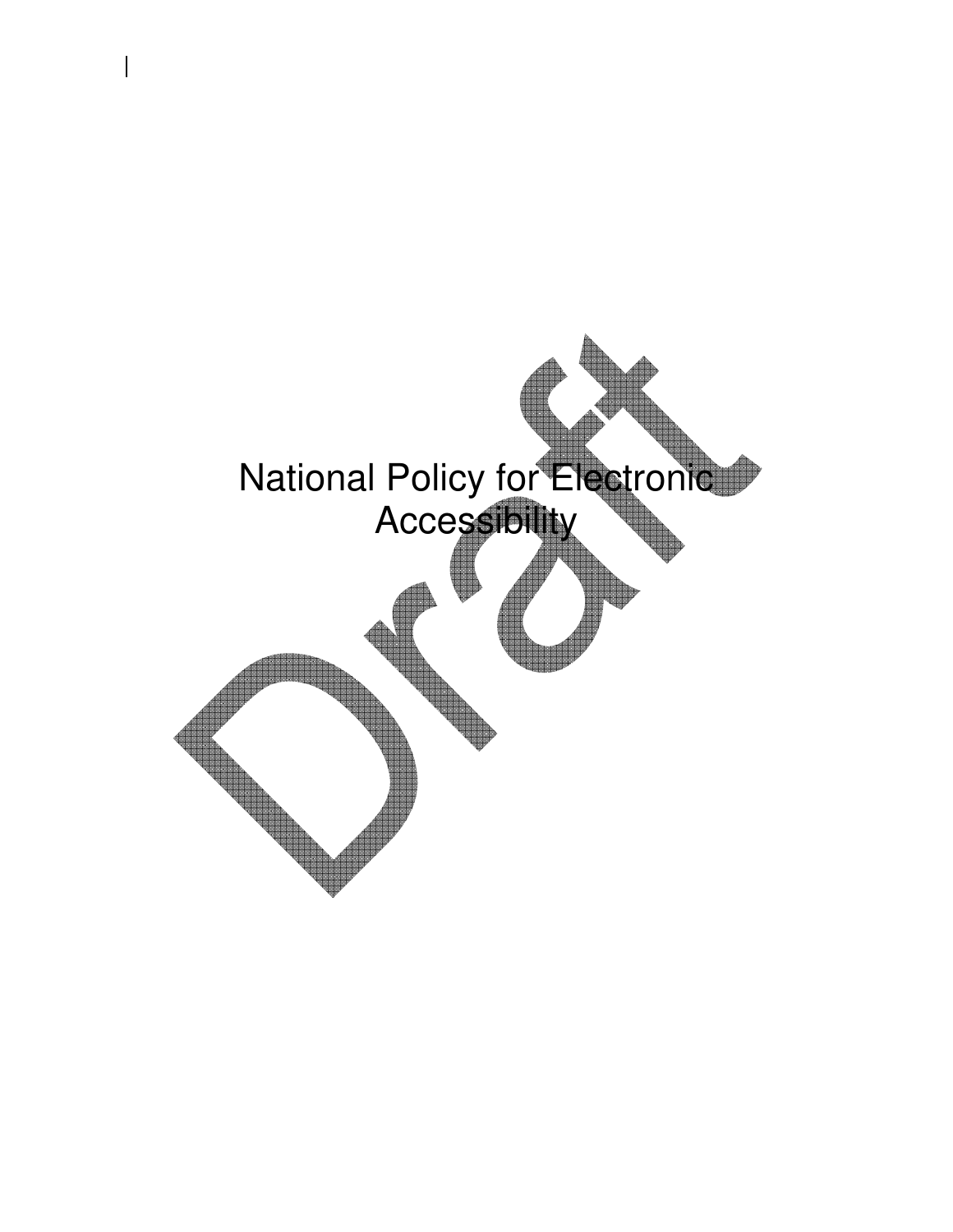# National Policy for Electronic Accessibility

Draft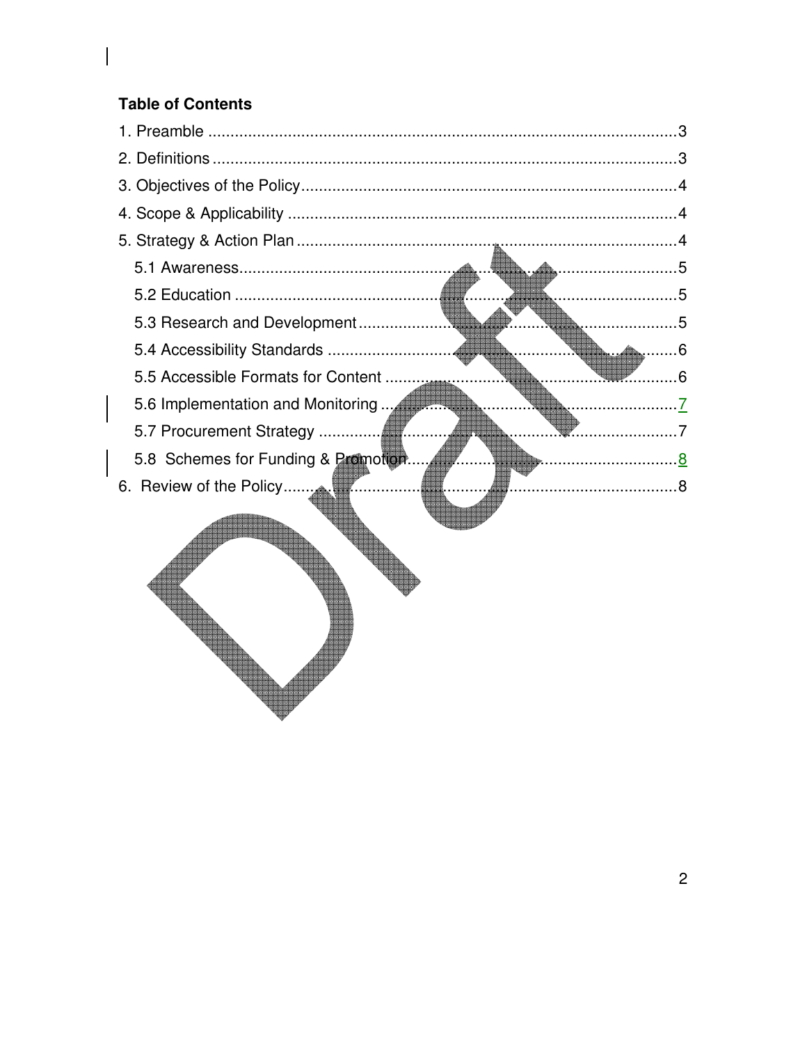**Table of Contents**

1. Preamble ........................................................................................................3
2. Definitions ......................................................................................................3
3. Objectives of the Policy ..................................................................................4
4. Scope & Applicability .....................................................................................4
5. Strategy & Action Plan ....................................................................................4
   - 5.1 Awareness ................................................................................................5
   - 5.2 Education .................................................................................................5
   - 5.3 Research and Development .....................................................................5
   - 5.4 Accessibility Standards ............................................................................6
   - 5.5 Accessible Formats for Content ...............................................................6
   - 5.6 Implementation and Monitoring ...............................................................7
   - 5.7 Procurement Strategy ..............................................................................7
   - 5.8 Schemes for Funding & Promotion ...........................................................8
6. Review of the Policy .......................................................................................8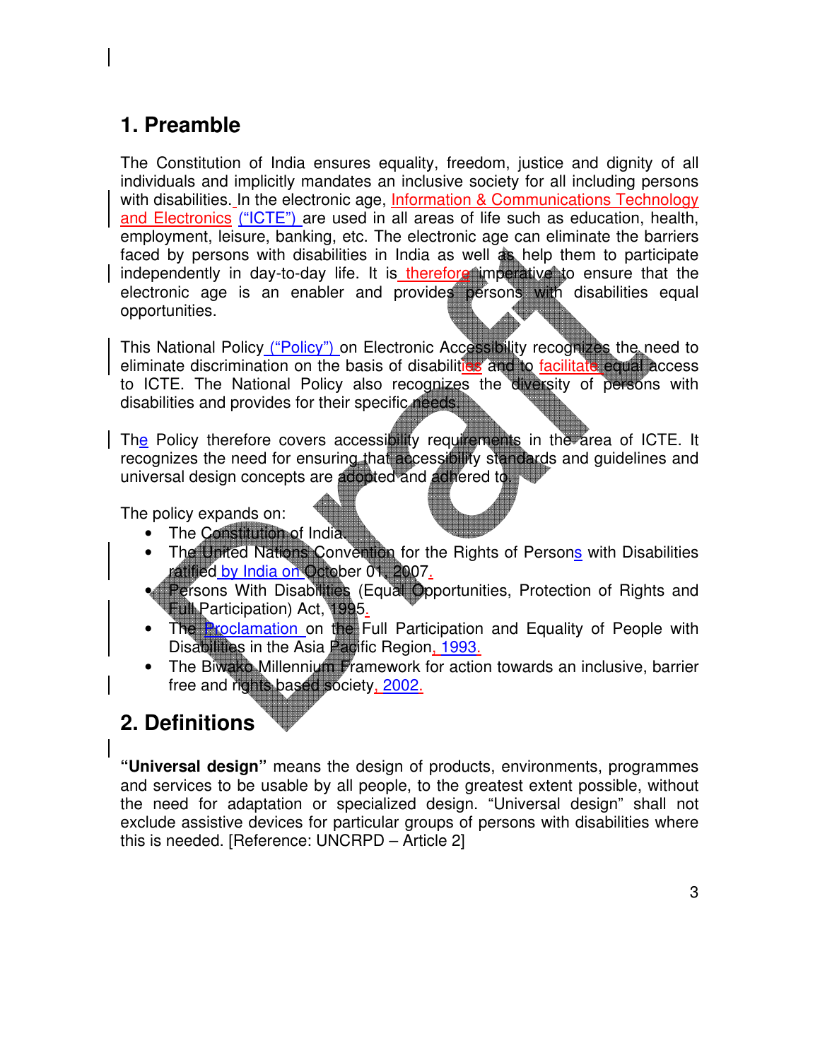# 1. Preamble

The Constitution of India ensures equality, freedom, justice and dignity of all individuals and implicitly mandates an inclusive society for all including persons with disabilities. In the electronic age, Information & Communications Technology and Electronics ("ICTE") are used in all areas of life such as education, health, employment, leisure, banking, etc. The electronic age can eliminate the barriers faced by persons with disabilities in India as well as help them to participate independently in day-to-day life. It is therefore imperative to ensure that the electronic age is an enabler and provides persons with disabilities equal opportunities.

This National Policy ("Policy") on Electronic Accessibility recognizes the need to eliminate discrimination on the basis of disabilities and to facilitate equal access to ICTE. The National Policy also recognizes the diversity of persons with disabilities and provides for their specific needs.

The Policy therefore covers accessibility requirements in the area of ICTE. It recognizes the need for ensuring that accessibility standards and guidelines and universal design concepts are adopted and adhered to.

The policy expands on:

- The Constitution of India.
- The United Nations Convention for the Rights of Persons with Disabilities ratified by India on October 01, 2007.
- Persons With Disabilities (Equal Opportunities, Protection of Rights and Full Participation) Act, 1995.
- The Proclamation on the Full Participation and Equality of People with Disabilities in the Asia Pacific Region, 1993.
- The Biwako Millennium Framework for action towards an inclusive, barrier free and rights based society, 2002.

# 2. Definitions

**"Universal design"** means the design of products, environments, programmes and services to be usable by all people, to the greatest extent possible, without the need for adaptation or specialized design. "Universal design" shall not exclude assistive devices for particular groups of persons with disabilities where this is needed. [Reference: UNCRPD – Article 2]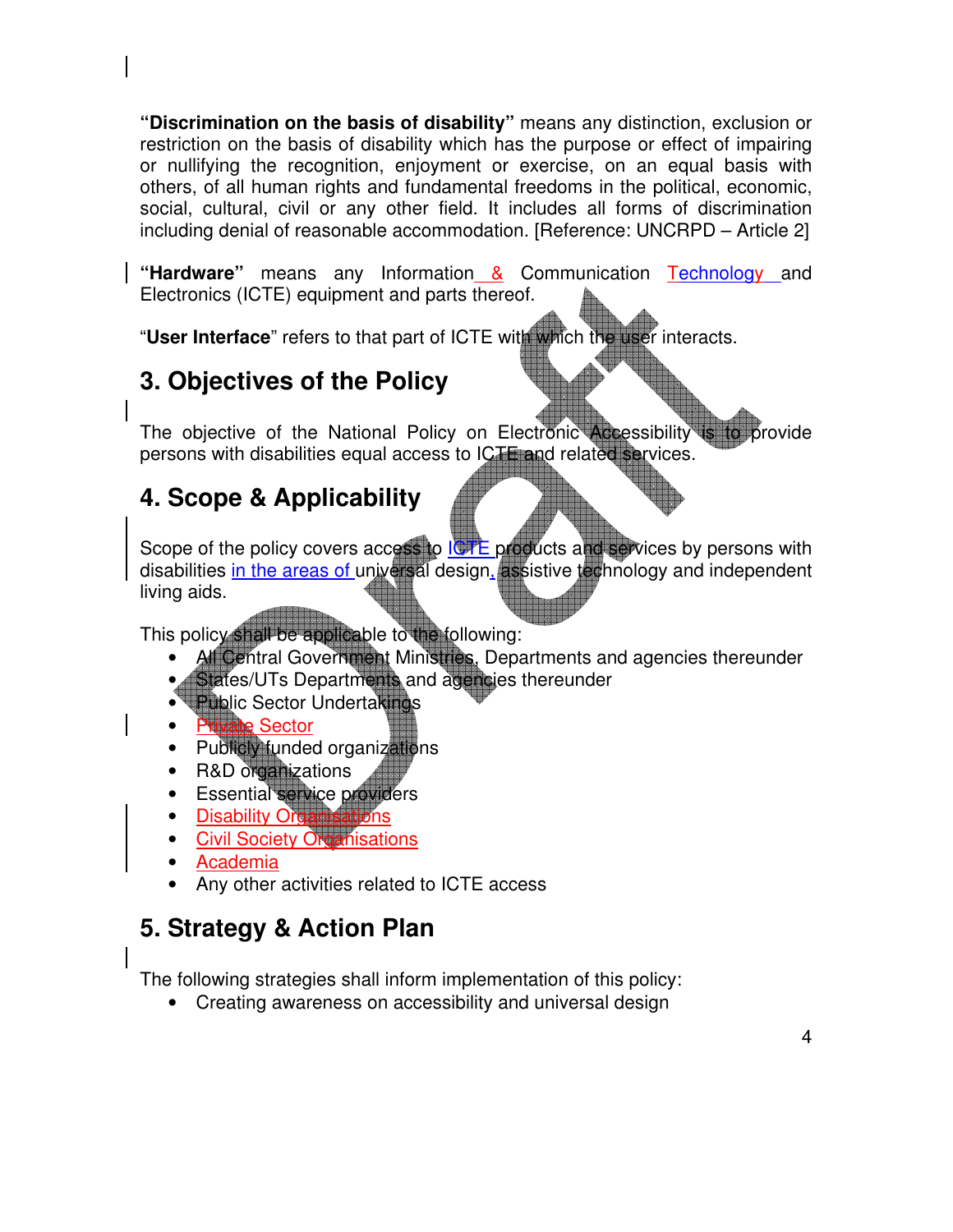**"Discrimination on the basis of disability"** means any distinction, exclusion or restriction on the basis of disability which has the purpose or effect of impairing or nullifying the recognition, enjoyment or exercise, on an equal basis with others, of all human rights and fundamental freedoms in the political, economic, social, cultural, civil or any other field. It includes all forms of discrimination including denial of reasonable accommodation. [Reference: UNCRPD – Article 2]

**"Hardware"** means any Information & Communication Technology and Electronics (ICTE) equipment and parts thereof.

"**User Interface**" refers to that part of ICTE with which the user interacts.

## 3. Objectives of the Policy

The objective of the National Policy on Electronic Accessibility is to provide persons with disabilities equal access to ICTE and related services.

## 4. Scope & Applicability

Scope of the policy covers access to ICTE products and services by persons with disabilities in the areas of universal design, assistive technology and independent living aids.

This policy shall be applicable to the following:

- All Central Government Ministries, Departments and agencies thereunder
- States/UTs Departments and agencies thereunder
- Public Sector Undertakings
- Private Sector
- Publicly funded organizations
- R&D organizations
- Essential service providers
- Disability Organisations
- Civil Society Organisations
- Academia
- Any other activities related to ICTE access

## 5. Strategy & Action Plan

The following strategies shall inform implementation of this policy:

- Creating awareness on accessibility and universal design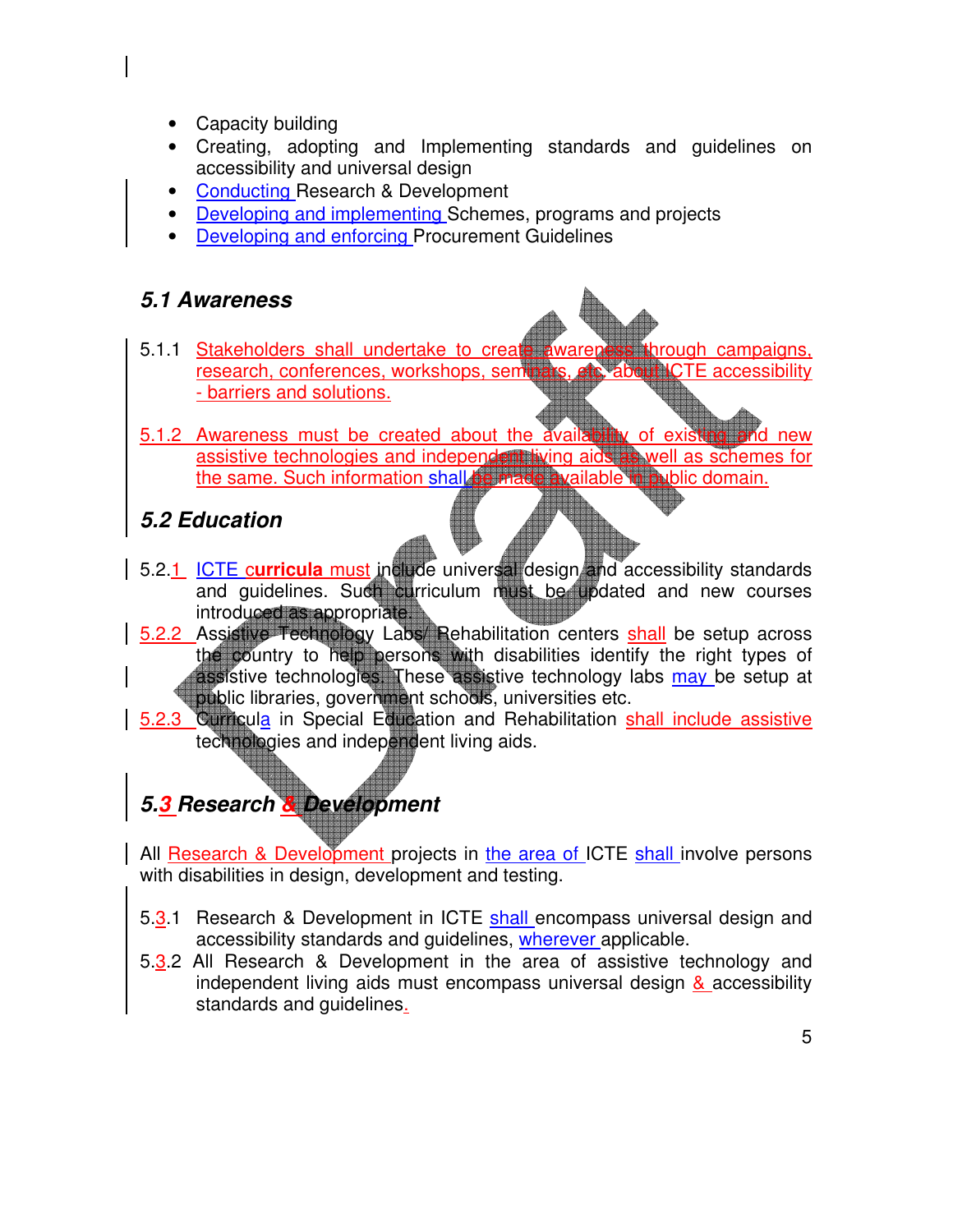- Capacity building
- Creating, adopting and Implementing standards and guidelines on accessibility and universal design
- Conducting Research & Development
- Developing and implementing Schemes, programs and projects
- Developing and enforcing Procurement Guidelines

### *5.1 Awareness*

5.1.1 Stakeholders shall undertake to create awareness through campaigns, research, conferences, workshops, seminars, etc. about ICTE accessibility - barriers and solutions.

5.1.2 Awareness must be created about the availability of existing and new assistive technologies and independent living aids as well as schemes for the same. Such information shall be made available in public domain.

### *5.2 Education*

5.2.1 ICTE **curricula** must include universal design and accessibility standards and guidelines. Such curriculum must be updated and new courses introduced as appropriate.

5.2.2 Assistive Technology Labs/ Rehabilitation centers shall be setup across the country to help persons with disabilities identify the right types of assistive technologies. These assistive technology labs may be setup at public libraries, government schools, universities etc.

5.2.3 Curricula in Special Education and Rehabilitation shall include assistive technologies and independent living aids.

### *5.3 Research & Development*

All Research & Development projects in the area of ICTE shall involve persons with disabilities in design, development and testing.

5.3.1 Research & Development in ICTE shall encompass universal design and accessibility standards and guidelines, wherever applicable.

5.3.2 All Research & Development in the area of assistive technology and independent living aids must encompass universal design & accessibility standards and guidelines.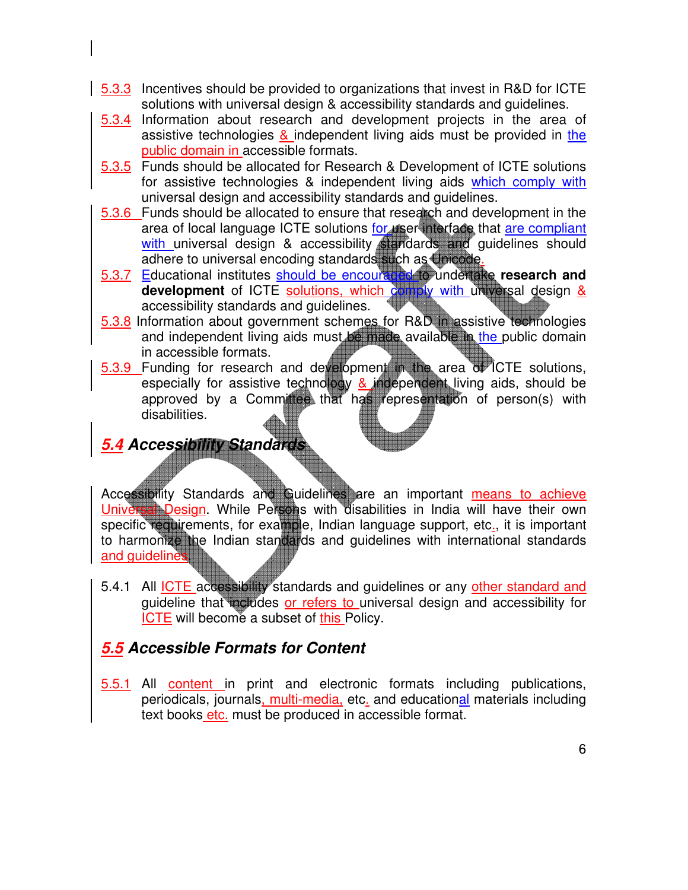5.3.3 Incentives should be provided to organizations that invest in R&D for ICTE solutions with universal design & accessibility standards and guidelines.

5.3.4 Information about research and development projects in the area of assistive technologies & independent living aids must be provided in the public domain in accessible formats.

5.3.5 Funds should be allocated for Research & Development of ICTE solutions for assistive technologies & independent living aids which comply with universal design and accessibility standards and guidelines.

5.3.6 Funds should be allocated to ensure that research and development in the area of local language ICTE solutions for user interface that are compliant with universal design & accessibility standards and guidelines should adhere to universal encoding standards such as Unicode.

5.3.7 Educational institutes should be encouraged to undertake **research and development** of ICTE solutions, which comply with universal design & accessibility standards and guidelines.

5.3.8 Information about government schemes for R&D in assistive technologies and independent living aids must be made available in the public domain in accessible formats.

5.3.9 Funding for research and development in the area of ICTE solutions, especially for assistive technology & independent living aids, should be approved by a Committee that has representation of person(s) with disabilities.

## *5.4 Accessibility Standards*

Accessibility Standards and Guidelines are an important means to achieve Universal Design. While Persons with disabilities in India will have their own specific requirements, for example, Indian language support, etc., it is important to harmonize the Indian standards and guidelines with international standards and guidelines.

5.4.1 All ICTE accessibility standards and guidelines or any other standard and guideline that includes or refers to universal design and accessibility for ICTE will become a subset of this Policy.

## *5.5 Accessible Formats for Content*

5.5.1 All content in print and electronic formats including publications, periodicals, journals, multi-media, etc. and educational materials including text books etc. must be produced in accessible format.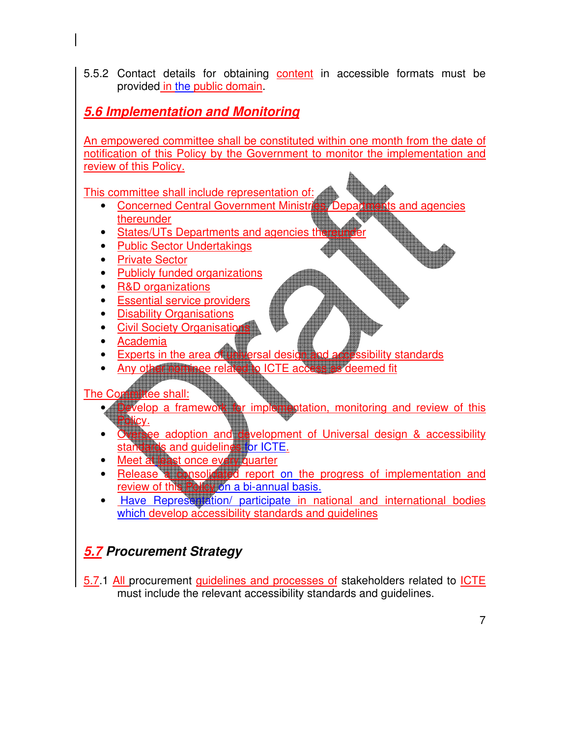5.5.2 Contact details for obtaining content in accessible formats must be provided in the public domain.

## *5.6 Implementation and Monitoring*

An empowered committee shall be constituted within one month from the date of notification of this Policy by the Government to monitor the implementation and review of this Policy.

This committee shall include representation of:

- Concerned Central Government Ministries, Departments and agencies thereunder
- States/UTs Departments and agencies thereunder
- Public Sector Undertakings
- Private Sector
- Publicly funded organizations
- R&D organizations
- Essential service providers
- Disability Organisations
- Civil Society Organisations
- Academia
- Experts in the area of universal design and accessibility standards
- Any other nominee related to ICTE access as deemed fit

The Committee shall:

- Develop a framework for implementation, monitoring and review of this Policy.
- Oversee adoption and development of Universal design & accessibility standards and guidelines for ICTE.
- Meet at least once every quarter
- Release a consolidated report on the progress of implementation and review of this Policy on a bi-annual basis.
- Have Representation/ participate in national and international bodies which develop accessibility standards and guidelines

## *5.7 Procurement Strategy*

5.7.1 All procurement guidelines and processes of stakeholders related to ICTE must include the relevant accessibility standards and guidelines.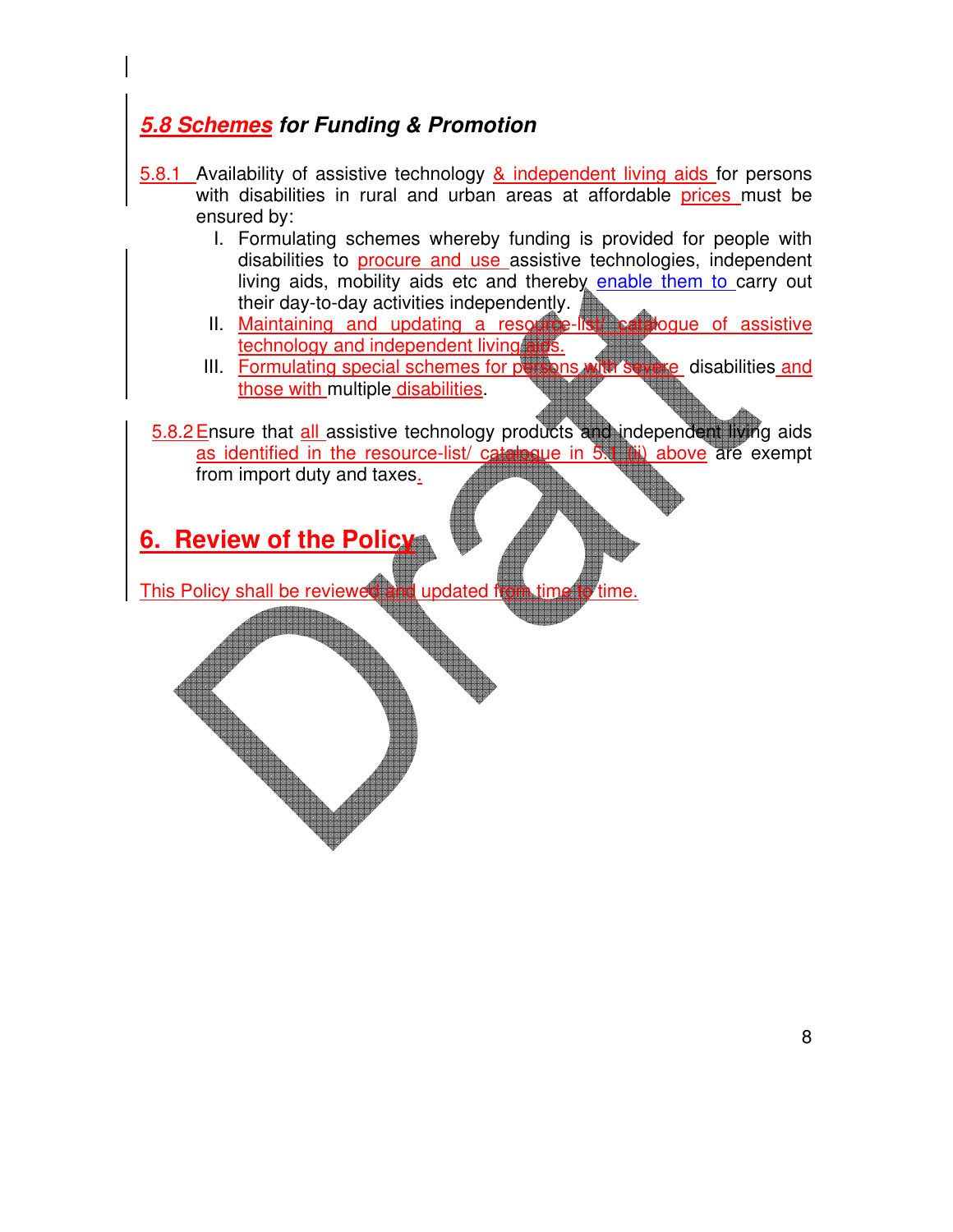## *5.8 Schemes for Funding & Promotion*

5.8.1 Availability of assistive technology & independent living aids for persons with disabilities in rural and urban areas at affordable prices must be ensured by:

I. Formulating schemes whereby funding is provided for people with disabilities to procure and use assistive technologies, independent living aids, mobility aids etc and thereby enable them to carry out their day-to-day activities independently.

II. Maintaining and updating a resource-list/ catalogue of assistive technology and independent living aids.

III. Formulating special schemes for persons with severe disabilities and those with multiple disabilities.

5.8.2 Ensure that all assistive technology products and independent living aids as identified in the resource-list/ catalogue in 5.1 (ii) above are exempt from import duty and taxes.

# 6. Review of the Policy

This Policy shall be reviewed and updated from time to time.